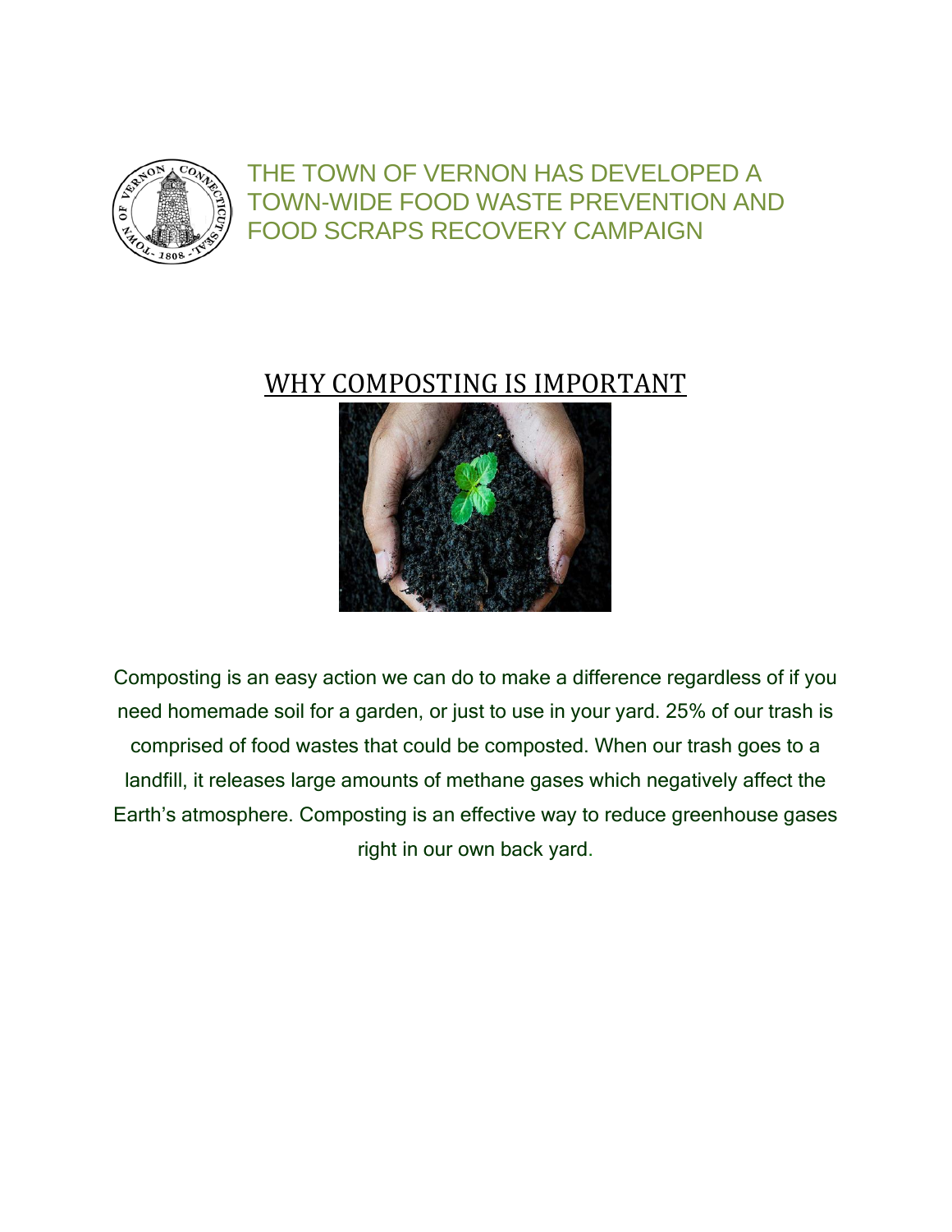# THE TOWN OF VERNON HAS DEVELOPED A TOWN-WIDE FOOD WASTE PREVENTION AND FOOD SCRAPS RECOVERY CAMPAIGN

## WHY COMPOSTING IS IMPORTANT

Composting is an easy action we can do to make a difference regardless of if you need homemade soil for a garden, or just to use in your yard. 25% of our trash is comprised of food wastes that could be composted. When our trash goes to a landfill, it releases large amounts of methane gases which negatively affect the Earth's atmosphere. Composting is an effective way to reduce greenhouse gases right in our own back yard.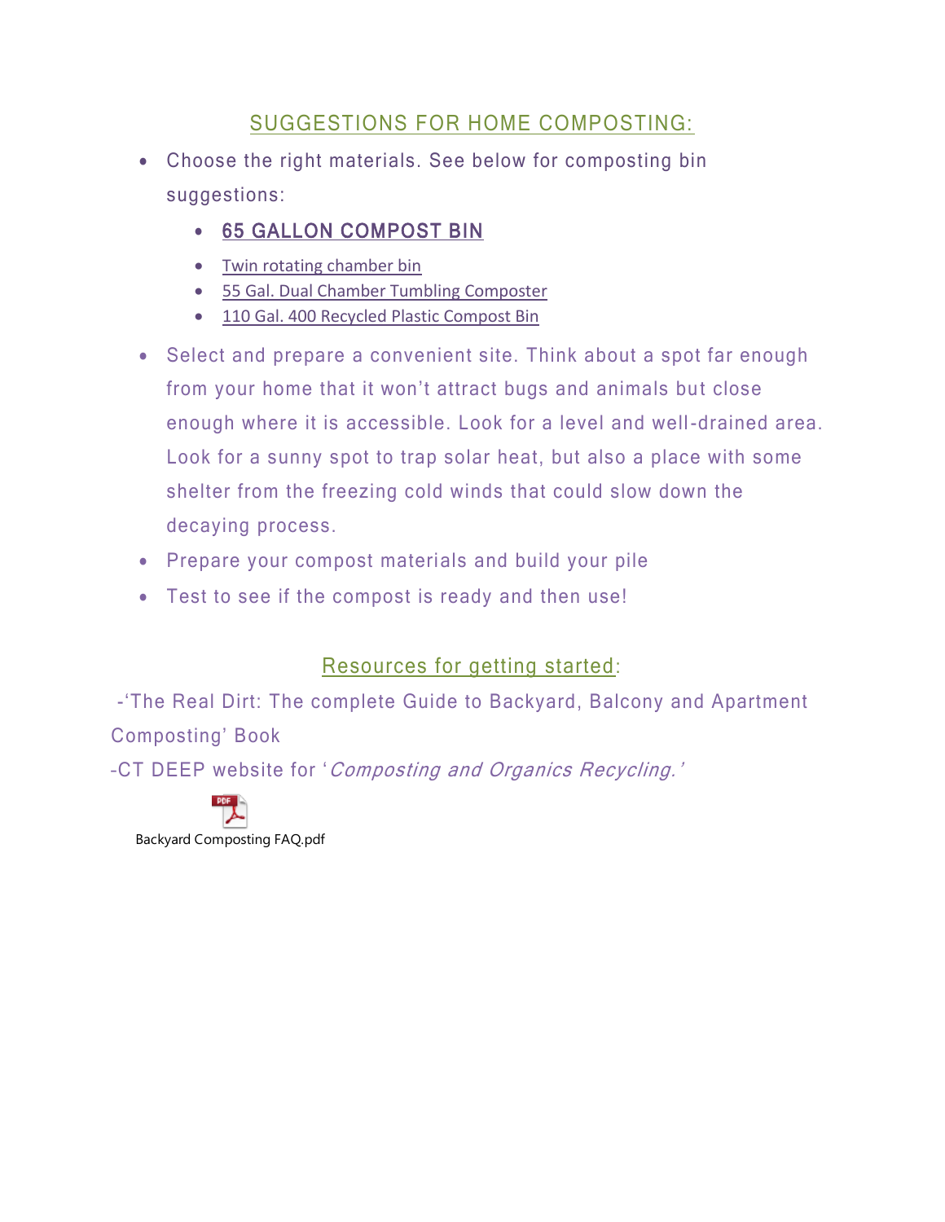## SUGGESTIONS FOR HOME COMPOSTING:

- Choose the right materials. See below for composting bin suggestions:
  - 65 GALLON COMPOST BIN
  - Twin rotating chamber bin
  - 55 Gal. Dual Chamber Tumbling Composter
  - 110 Gal. 400 Recycled Plastic Compost Bin
- Select and prepare a convenient site. Think about a spot far enough from your home that it won't attract bugs and animals but close enough where it is accessible. Look for a level and well-drained area. Look for a sunny spot to trap solar heat, but also a place with some shelter from the freezing cold winds that could slow down the decaying process.
- Prepare your compost materials and build your pile
- Test to see if the compost is ready and then use!

## Resources for getting started:

-'The Real Dirt: The complete Guide to Backyard, Balcony and Apartment Composting' Book

-CT DEEP website for '*Composting and Organics Recycling.'*

Backyard Composting FAQ.pdf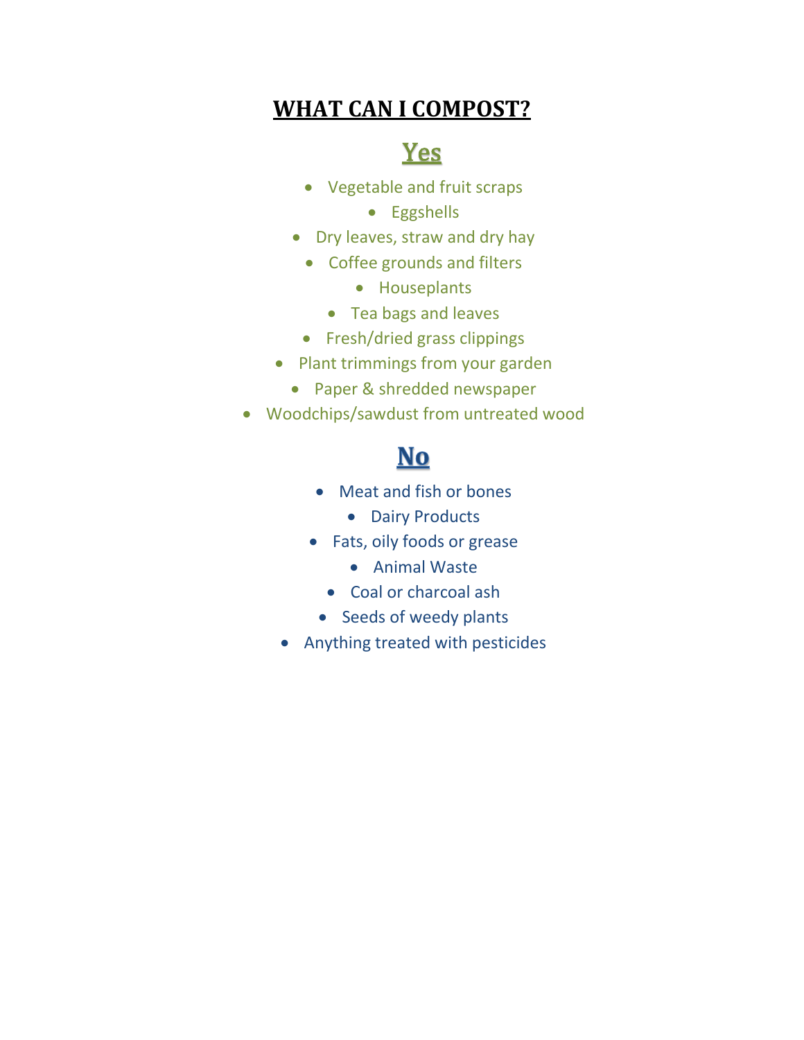# WHAT CAN I COMPOST?

## Yes

- Vegetable and fruit scraps
- Eggshells
- Dry leaves, straw and dry hay
- Coffee grounds and filters
- Houseplants
- Tea bags and leaves
- Fresh/dried grass clippings
- Plant trimmings from your garden
- Paper & shredded newspaper
- Woodchips/sawdust from untreated wood

## No

- Meat and fish or bones
- Dairy Products
- Fats, oily foods or grease
- Animal Waste
- Coal or charcoal ash
- Seeds of weedy plants
- Anything treated with pesticides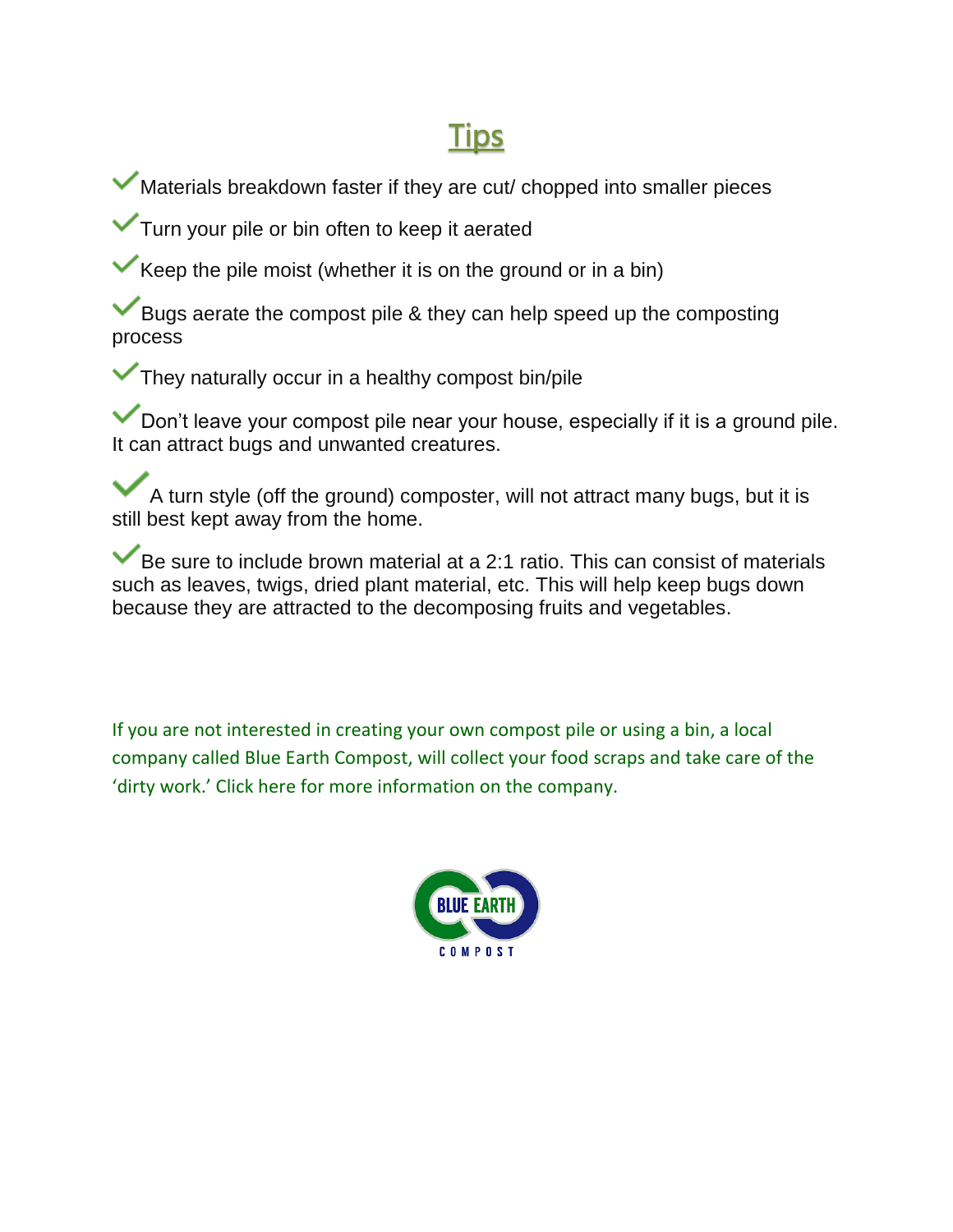# Tips

- Materials breakdown faster if they are cut/ chopped into smaller pieces
- Turn your pile or bin often to keep it aerated
- Keep the pile moist (whether it is on the ground or in a bin)
- Bugs aerate the compost pile & they can help speed up the composting process
- They naturally occur in a healthy compost bin/pile
- Don't leave your compost pile near your house, especially if it is a ground pile. It can attract bugs and unwanted creatures.
- A turn style (off the ground) composter, will not attract many bugs, but it is still best kept away from the home.
- Be sure to include brown material at a 2:1 ratio. This can consist of materials such as leaves, twigs, dried plant material, etc. This will help keep bugs down because they are attracted to the decomposing fruits and vegetables.

If you are not interested in creating your own compost pile or using a bin, a local company called Blue Earth Compost, will collect your food scraps and take care of the 'dirty work.' Click here for more information on the company.

BLUE EARTH COMPOST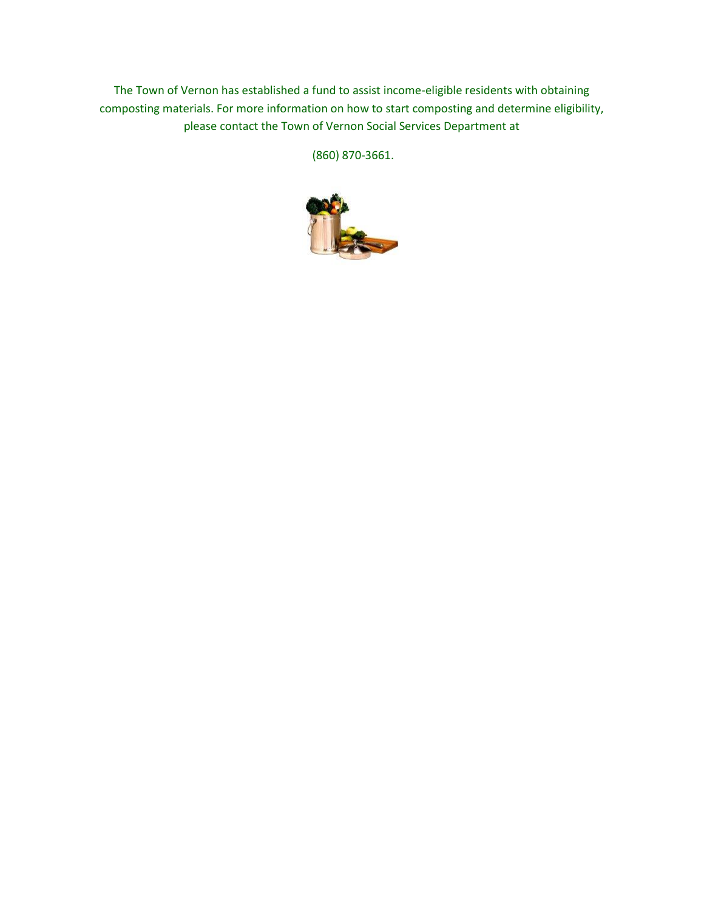The Town of Vernon has established a fund to assist income-eligible residents with obtaining composting materials. For more information on how to start composting and determine eligibility, please contact the Town of Vernon Social Services Department at

(860) 870-3661.